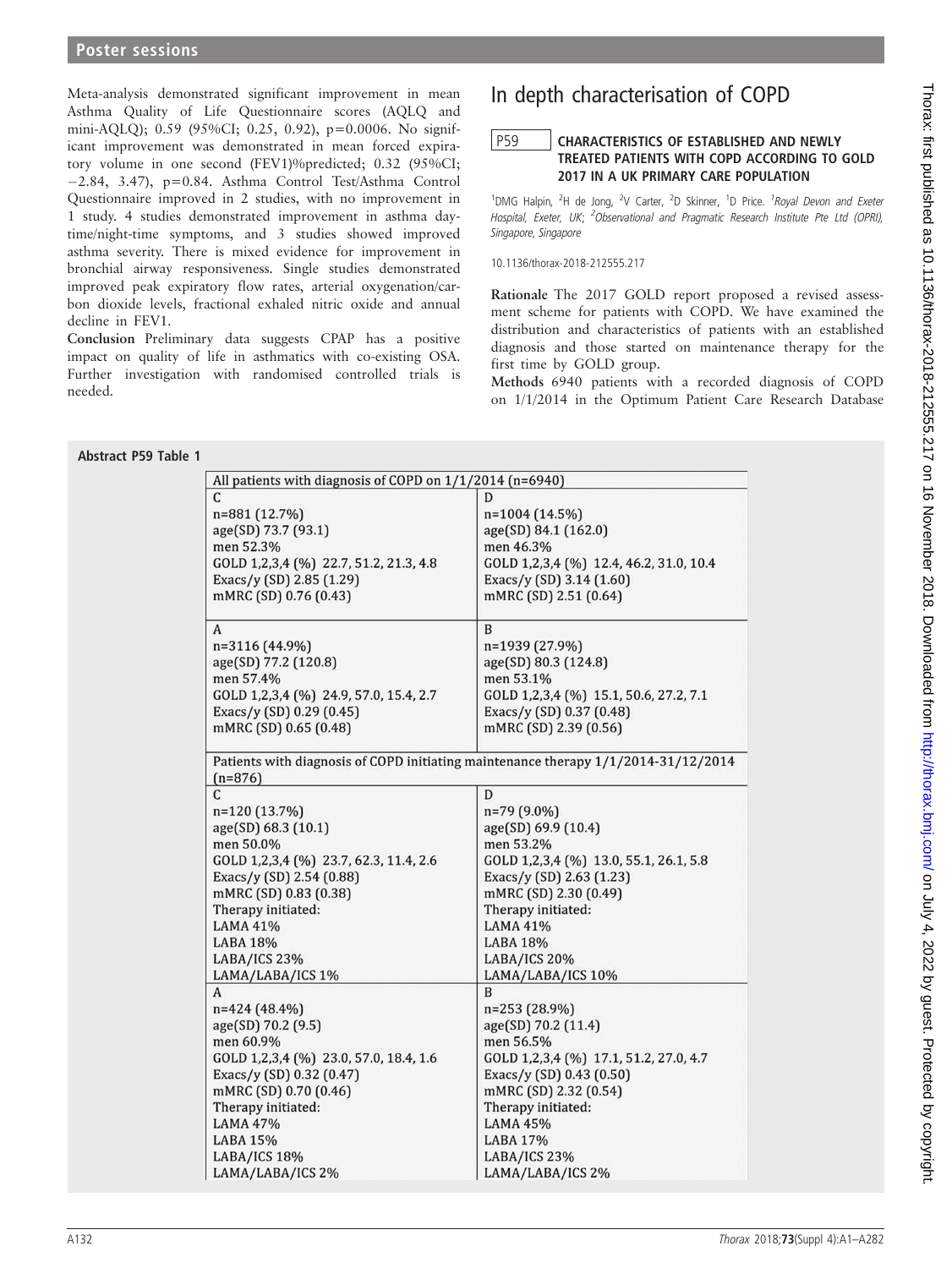Meta-analysis demonstrated significant improvement in mean Asthma Quality of Life Questionnaire scores (AQLQ and mini-AQLQ); 0.59 (95%CI; 0.25, 0.92), p=0.0006. No significant improvement was demonstrated in mean forced expiratory volume in one second (FEV1)%predicted; 0.32 (95%CI; −2.84, 3.47), p=0.84. Asthma Control Test/Asthma Control Questionnaire improved in 2 studies, with no improvement in 1 study. 4 studies demonstrated improvement in asthma daytime/night-time symptoms, and 3 studies showed improved asthma severity. There is mixed evidence for improvement in bronchial airway responsiveness. Single studies demonstrated improved peak expiratory flow rates, arterial oxygenation/carbon dioxide levels, fractional exhaled nitric oxide and annual decline in FEV1.

**Conclusion** Preliminary data suggests CPAP has a positive impact on quality of life in asthmatics with co-existing OSA. Further investigation with randomised controlled trials is needed.

# In depth characterisation of COPD

## P59 CHARACTERISTICS OF ESTABLISHED AND NEWLY TREATED PATIENTS WITH COPD ACCORDING TO GOLD 2017 IN A UK PRIMARY CARE POPULATION

[1]DMG Halpin, [2]H de Jong, [2]V Carter, [2]D Skinner, [1]D Price. [1]*Royal Devon and Exeter Hospital, Exeter, UK*; [2]*Observational and Pragmatic Research Institute Pte Ltd (OPRI), Singapore, Singapore*

10.1136/thorax-2018-212555.217

**Rationale** The 2017 GOLD report proposed a revised assessment scheme for patients with COPD. We have examined the distribution and characteristics of patients with an established diagnosis and those started on maintenance therapy for the first time by GOLD group.

**Methods** 6940 patients with a recorded diagnosis of COPD on 1/1/2014 in the Optimum Patient Care Research Database

**Abstract P59 Table 1**

| All patients with diagnosis of COPD on 1/1/2014 (n=6940) | |
|---|---|
| C<br>n=881 (12.7%)<br>age(SD) 73.7 (93.1)<br>men 52.3%<br>GOLD 1,2,3,4 (%) 22.7, 51.2, 21.3, 4.8<br>Exacs/y (SD) 2.85 (1.29)<br>mMRC (SD) 0.76 (0.43) | D<br>n=1004 (14.5%)<br>age(SD) 84.1 (162.0)<br>men 46.3%<br>GOLD 1,2,3,4 (%) 12.4, 46.2, 31.0, 10.4<br>Exacs/y (SD) 3.14 (1.60)<br>mMRC (SD) 2.51 (0.64) |
| A<br>n=3116 (44.9%)<br>age(SD) 77.2 (120.8)<br>men 57.4%<br>GOLD 1,2,3,4 (%) 24.9, 57.0, 15.4, 2.7<br>Exacs/y (SD) 0.29 (0.45)<br>mMRC (SD) 0.65 (0.48) | B<br>n=1939 (27.9%)<br>age(SD) 80.3 (124.8)<br>men 53.1%<br>GOLD 1,2,3,4 (%) 15.1, 50.6, 27.2, 7.1<br>Exacs/y (SD) 0.37 (0.48)<br>mMRC (SD) 2.39 (0.56) |
| **Patients with diagnosis of COPD initiating maintenance therapy 1/1/2014-31/12/2014 (n=876)** | |
| C<br>n=120 (13.7%)<br>age(SD) 68.3 (10.1)<br>men 50.0%<br>GOLD 1,2,3,4 (%) 23.7, 62.3, 11.4, 2.6<br>Exacs/y (SD) 2.54 (0.88)<br>mMRC (SD) 0.83 (0.38)<br>Therapy initiated:<br>LAMA 41%<br>LABA 18%<br>LABA/ICS 23%<br>LAMA/LABA/ICS 1% | D<br>n=79 (9.0%)<br>age(SD) 69.9 (10.4)<br>men 53.2%<br>GOLD 1,2,3,4 (%) 13.0, 55.1, 26.1, 5.8<br>Exacs/y (SD) 2.63 (1.23)<br>mMRC (SD) 2.30 (0.49)<br>Therapy initiated:<br>LAMA 41%<br>LABA 18%<br>LABA/ICS 20%<br>LAMA/LABA/ICS 10% |
| A<br>n=424 (48.4%)<br>age(SD) 70.2 (9.5)<br>men 60.9%<br>GOLD 1,2,3,4 (%) 23.0, 57.0, 18.4, 1.6<br>Exacs/y (SD) 0.32 (0.47)<br>mMRC (SD) 0.70 (0.46)<br>Therapy initiated:<br>LAMA 47%<br>LABA 15%<br>LABA/ICS 18%<br>LAMA/LABA/ICS 2% | B<br>n=253 (28.9%)<br>age(SD) 70.2 (11.4)<br>men 56.5%<br>GOLD 1,2,3,4 (%) 17.1, 51.2, 27.0, 4.7<br>Exacs/y (SD) 0.43 (0.50)<br>mMRC (SD) 2.32 (0.54)<br>Therapy initiated:<br>LAMA 45%<br>LABA 17%<br>LABA/ICS 23%<br>LAMA/LABA/ICS 2% |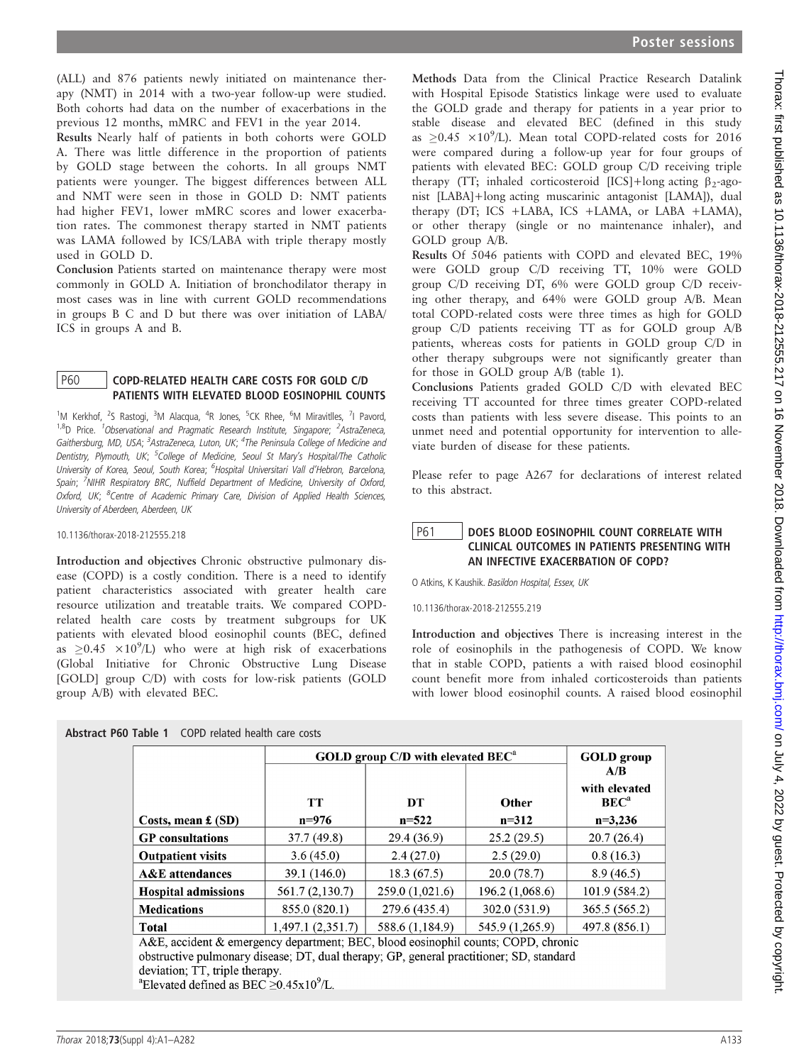(ALL) and 876 patients newly initiated on maintenance therapy (NMT) in 2014 with a two-year follow-up were studied. Both cohorts had data on the number of exacerbations in the previous 12 months, mMRC and FEV1 in the year 2014.

**Results** Nearly half of patients in both cohorts were GOLD A. There was little difference in the proportion of patients by GOLD stage between the cohorts. In all groups NMT patients were younger. The biggest differences between ALL and NMT were seen in those in GOLD D: NMT patients had higher FEV1, lower mMRC scores and lower exacerbation rates. The commonest therapy started in NMT patients was LAMA followed by ICS/LABA with triple therapy mostly used in GOLD D.

**Conclusion** Patients started on maintenance therapy were most commonly in GOLD A. Initiation of bronchodilator therapy in most cases was in line with current GOLD recommendations in groups B C and D but there was over initiation of LABA/ICS in groups A and B.

## P60 COPD-RELATED HEALTH CARE COSTS FOR GOLD C/D PATIENTS WITH ELEVATED BLOOD EOSINOPHIL COUNTS

[1]M Kerkhof, [2]S Rastogi, [3]M Alacqua, [4]R Jones, [5]CK Rhee, [6]M Miravitlles, [7]I Pavord, [1,8]D Price. [1]*Observational and Pragmatic Research Institute, Singapore*; [2]*AstraZeneca, Gaithersburg, MD, USA*; [3]*AstraZeneca, Luton, UK*; [4]*The Peninsula College of Medicine and Dentistry, Plymouth, UK*; [5]*College of Medicine, Seoul St Mary's Hospital/The Catholic University of Korea, Seoul, South Korea*; [6]*Hospital Universitari Vall d'Hebron, Barcelona, Spain*; [7]*NIHR Respiratory BRC, Nuffield Department of Medicine, University of Oxford, Oxford, UK*; [8]*Centre of Academic Primary Care, Division of Applied Health Sciences, University of Aberdeen, Aberdeen, UK*

10.1136/thorax-2018-212555.218

**Introduction and objectives** Chronic obstructive pulmonary disease (COPD) is a costly condition. There is a need to identify patient characteristics associated with greater health care resource utilization and treatable traits. We compared COPD-related health care costs by treatment subgroups for UK patients with elevated blood eosinophil counts (BEC, defined as $\geq 0.45 \times 10^9$/L) who were at high risk of exacerbations (Global Initiative for Chronic Obstructive Lung Disease [GOLD] group C/D) with costs for low-risk patients (GOLD group A/B) with elevated BEC.

**Methods** Data from the Clinical Practice Research Datalink with Hospital Episode Statistics linkage were used to evaluate the GOLD grade and therapy for patients in a year prior to stable disease and elevated BEC (defined in this study as $\geq 0.45 \times 10^9$/L). Mean total COPD-related costs for 2016 were compared during a follow-up year for four groups of patients with elevated BEC: GOLD group C/D receiving triple therapy (TT; inhaled corticosteroid [ICS]+long acting $\beta_2$-agonist [LABA]+long acting muscarinic antagonist [LAMA]), dual therapy (DT; ICS +LABA, ICS +LAMA, or LABA +LAMA), or other therapy (single or no maintenance inhaler), and GOLD group A/B.

**Results** Of 5046 patients with COPD and elevated BEC, 19% were GOLD group C/D receiving TT, 10% were GOLD group C/D receiving DT, 6% were GOLD group C/D receiving other therapy, and 64% were GOLD group A/B. Mean total COPD-related costs were three times as high for GOLD group C/D patients receiving TT as for GOLD group A/B patients, whereas costs for patients in GOLD group C/D in other therapy subgroups were not significantly greater than for those in GOLD group A/B (table 1).

**Conclusions** Patients graded GOLD C/D with elevated BEC receiving TT accounted for three times greater COPD-related costs than patients with less severe disease. This points to an unmet need and potential opportunity for intervention to alleviate burden of disease for these patients.

Please refer to page A267 for declarations of interest related to this abstract.

**Abstract P60 Table 1** COPD related health care costs

| | GOLD group C/D with elevated BEC[a] | | | GOLD group A/B with elevated BEC[a] |
|---|---|---|---|---|
| **Costs, mean £ (SD)** | **TT n=976** | **DT n=522** | **Other n=312** | **n=3,236** |
| **GP consultations** | 37.7 (49.8) | 29.4 (36.9) | 25.2 (29.5) | 20.7 (26.4) |
| **Outpatient visits** | 3.6 (45.0) | 2.4 (27.0) | 2.5 (29.0) | 0.8 (16.3) |
| **A&E attendances** | 39.1 (146.0) | 18.3 (67.5) | 20.0 (78.7) | 8.9 (46.5) |
| **Hospital admissions** | 561.7 (2,130.7) | 259.0 (1,021.6) | 196.2 (1,068.6) | 101.9 (584.2) |
| **Medications** | 855.0 (820.1) | 279.6 (435.4) | 302.0 (531.9) | 365.5 (565.2) |
| **Total** | 1,497.1 (2,351.7) | 588.6 (1,184.9) | 545.9 (1,265.9) | 497.8 (856.1) |

A&E, accident & emergency department; BEC, blood eosinophil counts; COPD, chronic obstructive pulmonary disease; DT, dual therapy; GP, general practitioner; SD, standard deviation; TT, triple therapy.

[a]Elevated defined as BEC $\geq 0.45 \times 10^9$/L.

## P61 DOES BLOOD EOSINOPHIL COUNT CORRELATE WITH CLINICAL OUTCOMES IN PATIENTS PRESENTING WITH AN INFECTIVE EXACERBATION OF COPD?

O Atkins, K Kaushik. *Basildon Hospital, Essex, UK*

10.1136/thorax-2018-212555.219

**Introduction and objectives** There is increasing interest in the role of eosinophils in the pathogenesis of COPD. We know that in stable COPD, patients a with raised blood eosinophil count benefit more from inhaled corticosteroids than patients with lower blood eosinophil counts. A raised blood eosinophil